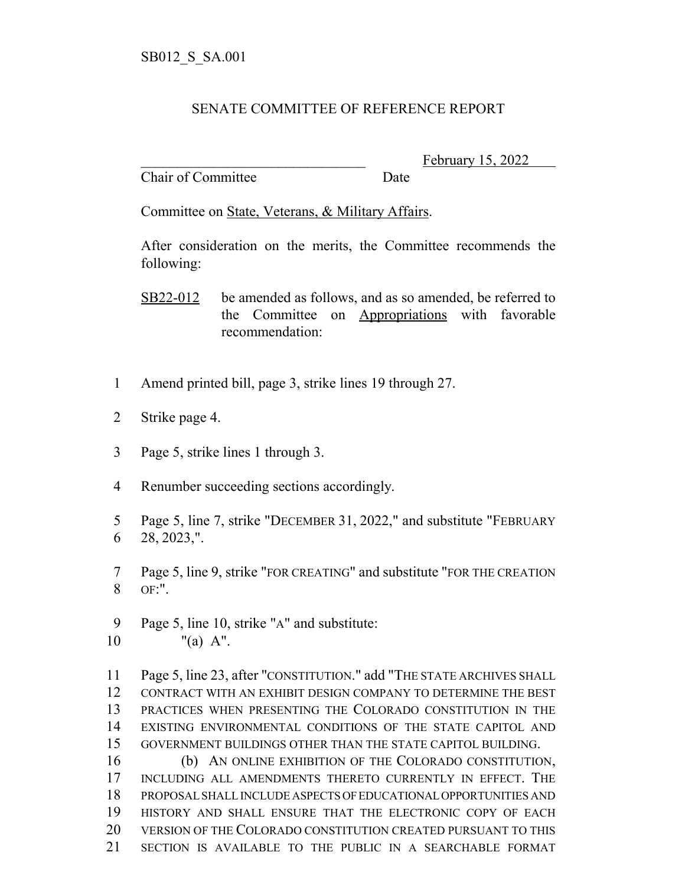SB012_S_SA.001

# SENATE COMMITTEE OF REFERENCE REPORT

________________________________ February 15, 2022
Chair of Committee Date

Committee on State, Veterans, & Military Affairs.

After consideration on the merits, the Committee recommends the following:

SB22-012 be amended as follows, and as so amended, be referred to the Committee on Appropriations with favorable recommendation:

1 Amend printed bill, page 3, strike lines 19 through 27.

2 Strike page 4.

3 Page 5, strike lines 1 through 3.

4 Renumber succeeding sections accordingly.

5 Page 5, line 7, strike "DECEMBER 31, 2022," and substitute "FEBRUARY
6 28, 2023,".

7 Page 5, line 9, strike "FOR CREATING" and substitute "FOR THE CREATION
8 OF:".

9 Page 5, line 10, strike "A" and substitute:
10 "(a) A".

11 Page 5, line 23, after "CONSTITUTION." add "THE STATE ARCHIVES SHALL
12 CONTRACT WITH AN EXHIBIT DESIGN COMPANY TO DETERMINE THE BEST
13 PRACTICES WHEN PRESENTING THE COLORADO CONSTITUTION IN THE
14 EXISTING ENVIRONMENTAL CONDITIONS OF THE STATE CAPITOL AND
15 GOVERNMENT BUILDINGS OTHER THAN THE STATE CAPITOL BUILDING.
16 (b) AN ONLINE EXHIBITION OF THE COLORADO CONSTITUTION,
17 INCLUDING ALL AMENDMENTS THERETO CURRENTLY IN EFFECT. THE
18 PROPOSAL SHALL INCLUDE ASPECTS OF EDUCATIONAL OPPORTUNITIES AND
19 HISTORY AND SHALL ENSURE THAT THE ELECTRONIC COPY OF EACH
20 VERSION OF THE COLORADO CONSTITUTION CREATED PURSUANT TO THIS
21 SECTION IS AVAILABLE TO THE PUBLIC IN A SEARCHABLE FORMAT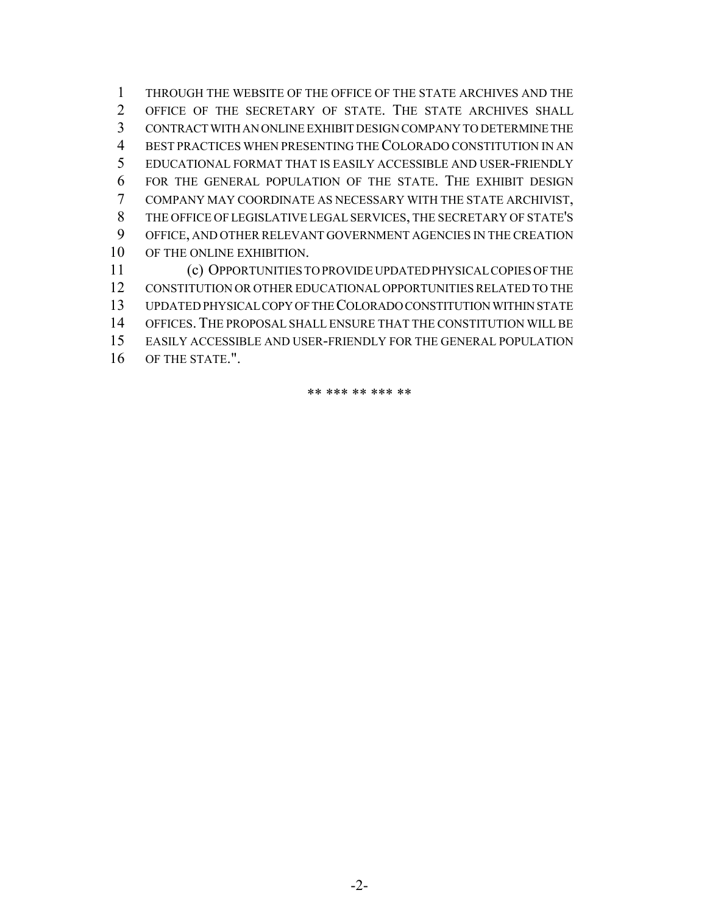THROUGH THE WEBSITE OF THE OFFICE OF THE STATE ARCHIVES AND THE OFFICE OF THE SECRETARY OF STATE. THE STATE ARCHIVES SHALL CONTRACT WITH AN ONLINE EXHIBIT DESIGN COMPANY TO DETERMINE THE BEST PRACTICES WHEN PRESENTING THE COLORADO CONSTITUTION IN AN EDUCATIONAL FORMAT THAT IS EASILY ACCESSIBLE AND USER-FRIENDLY FOR THE GENERAL POPULATION OF THE STATE. THE EXHIBIT DESIGN COMPANY MAY COORDINATE AS NECESSARY WITH THE STATE ARCHIVIST, THE OFFICE OF LEGISLATIVE LEGAL SERVICES, THE SECRETARY OF STATE'S OFFICE, AND OTHER RELEVANT GOVERNMENT AGENCIES IN THE CREATION OF THE ONLINE EXHIBITION.

(c) OPPORTUNITIES TO PROVIDE UPDATED PHYSICAL COPIES OF THE CONSTITUTION OR OTHER EDUCATIONAL OPPORTUNITIES RELATED TO THE UPDATED PHYSICAL COPY OF THE COLORADO CONSTITUTION WITHIN STATE OFFICES. THE PROPOSAL SHALL ENSURE THAT THE CONSTITUTION WILL BE EASILY ACCESSIBLE AND USER-FRIENDLY FOR THE GENERAL POPULATION OF THE STATE.".

** *** ** *** **